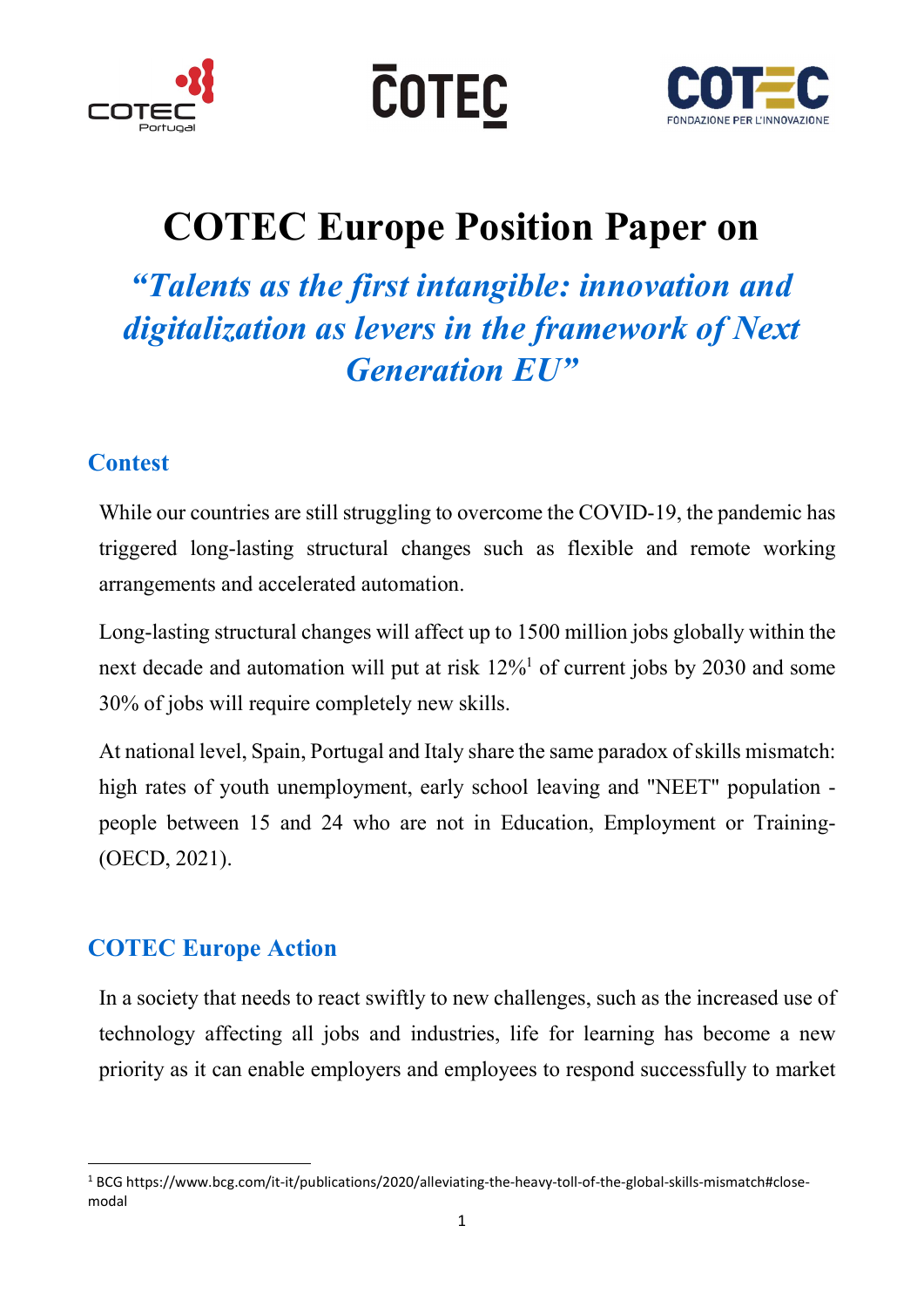# COTEC Europe Position Paper on

## *“Talents as the first intangible: innovation and digitalization as levers in the framework of Next Generation EU”*

## Contest

While our countries are still struggling to overcome the COVID-19, the pandemic has triggered long-lasting structural changes such as flexible and remote working arrangements and accelerated automation.

Long-lasting structural changes will affect up to 1500 million jobs globally within the next decade and automation will put at risk 12%[1] of current jobs by 2030 and some 30% of jobs will require completely new skills.

At national level, Spain, Portugal and Italy share the same paradox of skills mismatch: high rates of youth unemployment, early school leaving and "NEET" population - people between 15 and 24 who are not in Education, Employment or Training- (OECD, 2021).

## COTEC Europe Action

In a society that needs to react swiftly to new challenges, such as the increased use of technology affecting all jobs and industries, life for learning has become a new priority as it can enable employers and employees to respond successfully to market

---

[1] BCG https://www.bcg.com/it-it/publications/2020/alleviating-the-heavy-toll-of-the-global-skills-mismatch#close-modal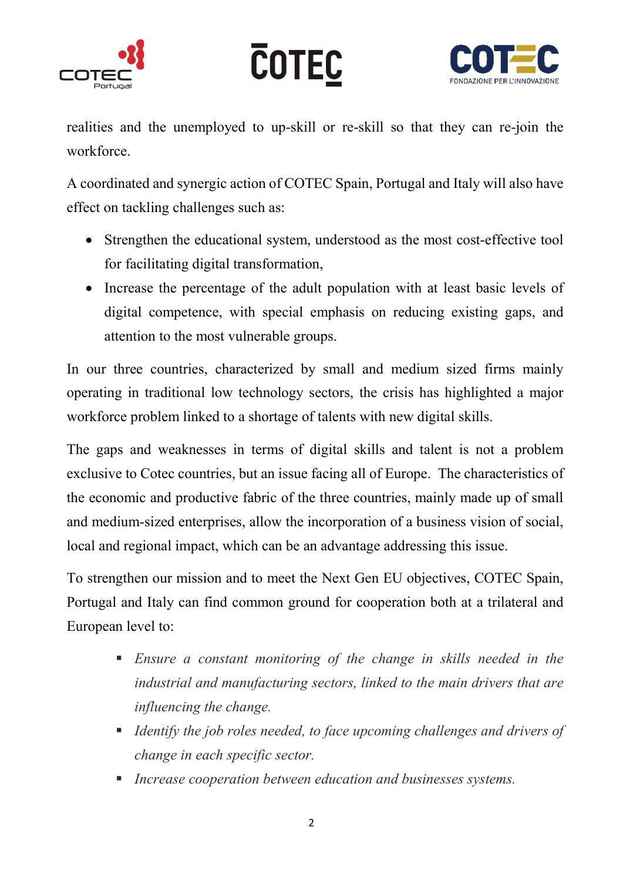realities and the unemployed to up-skill or re-skill so that they can re-join the workforce.

A coordinated and synergic action of COTEC Spain, Portugal and Italy will also have effect on tackling challenges such as:

- Strengthen the educational system, understood as the most cost-effective tool for facilitating digital transformation,
- Increase the percentage of the adult population with at least basic levels of digital competence, with special emphasis on reducing existing gaps, and attention to the most vulnerable groups.

In our three countries, characterized by small and medium sized firms mainly operating in traditional low technology sectors, the crisis has highlighted a major workforce problem linked to a shortage of talents with new digital skills.

The gaps and weaknesses in terms of digital skills and talent is not a problem exclusive to Cotec countries, but an issue facing all of Europe. The characteristics of the economic and productive fabric of the three countries, mainly made up of small and medium-sized enterprises, allow the incorporation of a business vision of social, local and regional impact, which can be an advantage addressing this issue.

To strengthen our mission and to meet the Next Gen EU objectives, COTEC Spain, Portugal and Italy can find common ground for cooperation both at a trilateral and European level to:

- *Ensure a constant monitoring of the change in skills needed in the industrial and manufacturing sectors, linked to the main drivers that are influencing the change.*
- *Identify the job roles needed, to face upcoming challenges and drivers of change in each specific sector.*
- *Increase cooperation between education and businesses systems.*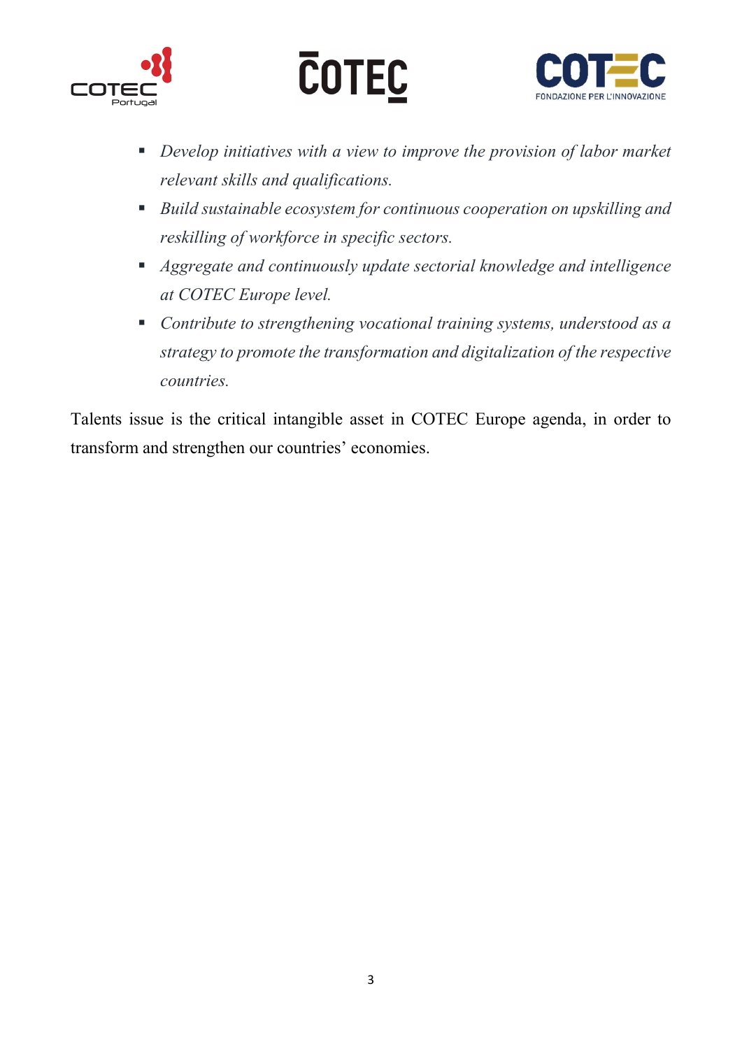- *Develop initiatives with a view to improve the provision of labor market relevant skills and qualifications.*
- *Build sustainable ecosystem for continuous cooperation on upskilling and reskilling of workforce in specific sectors.*
- *Aggregate and continuously update sectorial knowledge and intelligence at COTEC Europe level.*
- *Contribute to strengthening vocational training systems, understood as a strategy to promote the transformation and digitalization of the respective countries.*

Talents issue is the critical intangible asset in COTEC Europe agenda, in order to transform and strengthen our countries' economies.